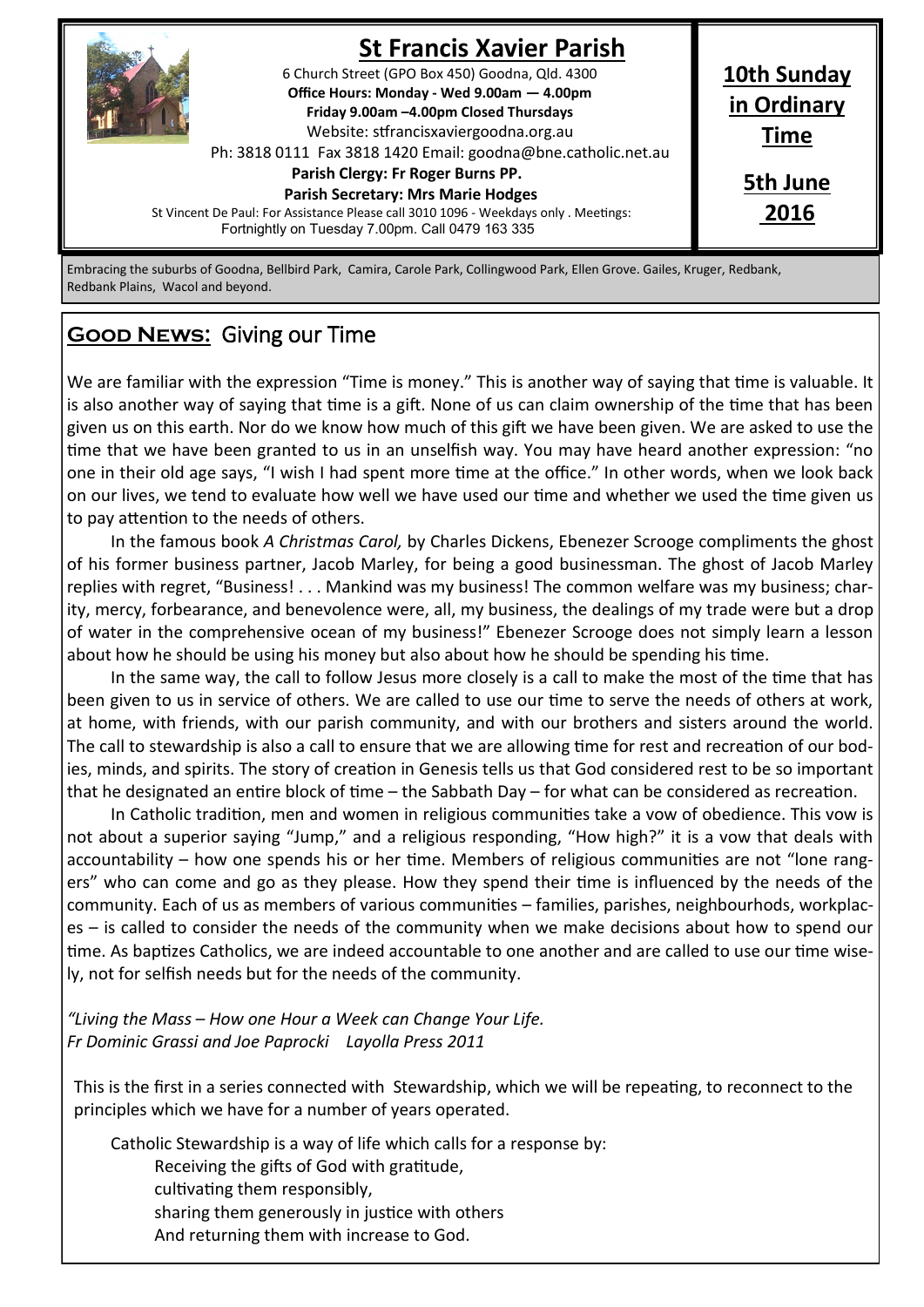# St Francis Xavier Parish

6 Church Street (GPO Box 450) Goodna, Qld. 4300
**Office Hours: Monday - Wed 9.00am — 4.00pm**
**Friday 9.00am –4.00pm Closed Thursdays**
Website: stfrancisxaviergoodna.org.au
Ph: 3818 0111 Fax 3818 1420 Email: goodna@bne.catholic.net.au
**Parish Clergy: Fr Roger Burns PP.**
**Parish Secretary: Mrs Marie Hodges**
St Vincent De Paul: For Assistance Please call 3010 1096 - Weekdays only . Meetings: Fortnightly on Tuesday 7.00pm. Call 0479 163 335

**10th Sunday in Ordinary Time**

**5th June 2016**

Embracing the suburbs of Goodna, Bellbird Park, Camira, Carole Park, Collingwood Park, Ellen Grove. Gailes, Kruger, Redbank, Redbank Plains, Wacol and beyond.

## **Good News:** Giving our Time

We are familiar with the expression "Time is money." This is another way of saying that time is valuable. It is also another way of saying that time is a gift. None of us can claim ownership of the time that has been given us on this earth. Nor do we know how much of this gift we have been given. We are asked to use the time that we have been granted to us in an unselfish way. You may have heard another expression: "no one in their old age says, "I wish I had spent more time at the office." In other words, when we look back on our lives, we tend to evaluate how well we have used our time and whether we used the time given us to pay attention to the needs of others.

In the famous book *A Christmas Carol,* by Charles Dickens, Ebenezer Scrooge compliments the ghost of his former business partner, Jacob Marley, for being a good businessman. The ghost of Jacob Marley replies with regret, "Business! . . . Mankind was my business! The common welfare was my business; charity, mercy, forbearance, and benevolence were, all, my business, the dealings of my trade were but a drop of water in the comprehensive ocean of my business!" Ebenezer Scrooge does not simply learn a lesson about how he should be using his money but also about how he should be spending his time.

In the same way, the call to follow Jesus more closely is a call to make the most of the time that has been given to us in service of others. We are called to use our time to serve the needs of others at work, at home, with friends, with our parish community, and with our brothers and sisters around the world. The call to stewardship is also a call to ensure that we are allowing time for rest and recreation of our bodies, minds, and spirits. The story of creation in Genesis tells us that God considered rest to be so important that he designated an entire block of time – the Sabbath Day – for what can be considered as recreation.

In Catholic tradition, men and women in religious communities take a vow of obedience. This vow is not about a superior saying "Jump," and a religious responding, "How high?" it is a vow that deals with accountability – how one spends his or her time. Members of religious communities are not "lone rangers" who can come and go as they please. How they spend their time is influenced by the needs of the community. Each of us as members of various communities – families, parishes, neighbourhods, workplaces – is called to consider the needs of the community when we make decisions about how to spend our time. As baptizes Catholics, we are indeed accountable to one another and are called to use our time wisely, not for selfish needs but for the needs of the community.

*"Living the Mass – How one Hour a Week can Change Your Life.*
*Fr Dominic Grassi and Joe Paprocki Layolla Press 2011*

This is the first in a series connected with Stewardship, which we will be repeating, to reconnect to the principles which we have for a number of years operated.

Catholic Stewardship is a way of life which calls for a response by:
Receiving the gifts of God with gratitude,
cultivating them responsibly,
sharing them generously in justice with others
And returning them with increase to God.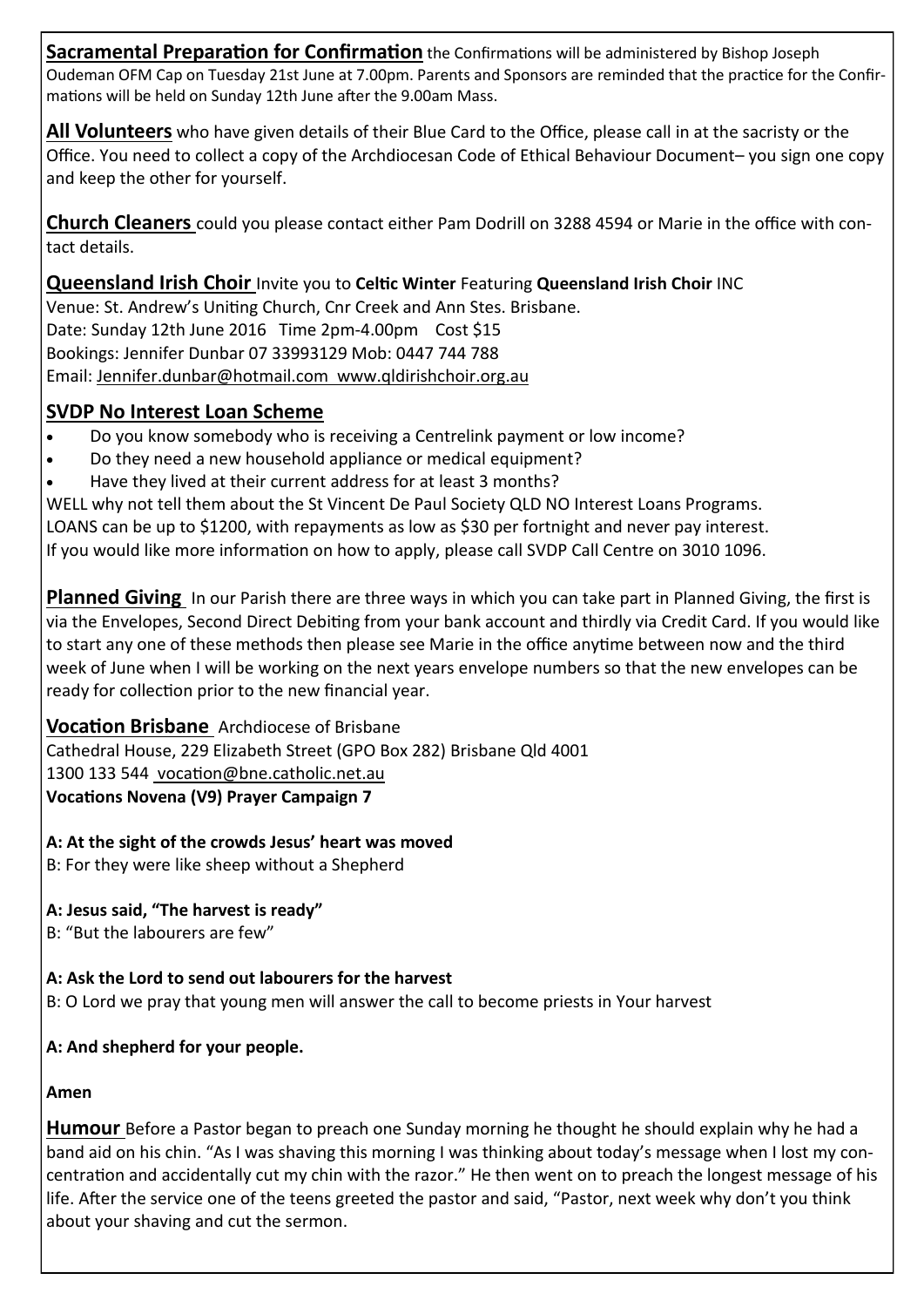**Sacramental Preparation for Confirmation** the Confirmations will be administered by Bishop Joseph Oudeman OFM Cap on Tuesday 21st June at 7.00pm. Parents and Sponsors are reminded that the practice for the Confirmations will be held on Sunday 12th June after the 9.00am Mass.

**All Volunteers** who have given details of their Blue Card to the Office, please call in at the sacristy or the Office. You need to collect a copy of the Archdiocesan Code of Ethical Behaviour Document– you sign one copy and keep the other for yourself.

**Church Cleaners** could you please contact either Pam Dodrill on 3288 4594 or Marie in the office with contact details.

**Queensland Irish Choir** Invite you to **Celtic Winter** Featuring **Queensland Irish Choir** INC
Venue: St. Andrew's Uniting Church, Cnr Creek and Ann Stes. Brisbane.
Date: Sunday 12th June 2016 Time 2pm-4.00pm Cost $15
Bookings: Jennifer Dunbar 07 33993129 Mob: 0447 744 788
Email: Jennifer.dunbar@hotmail.com www.qldirishchoir.org.au

## SVDP No Interest Loan Scheme

- Do you know somebody who is receiving a Centrelink payment or low income?
- Do they need a new household appliance or medical equipment?
- Have they lived at their current address for at least 3 months?

WELL why not tell them about the St Vincent De Paul Society QLD NO Interest Loans Programs.
LOANS can be up to $1200, with repayments as low as $30 per fortnight and never pay interest.
If you would like more information on how to apply, please call SVDP Call Centre on 3010 1096.

**Planned Giving** In our Parish there are three ways in which you can take part in Planned Giving, the first is via the Envelopes, Second Direct Debiting from your bank account and thirdly via Credit Card. If you would like to start any one of these methods then please see Marie in the office anytime between now and the third week of June when I will be working on the next years envelope numbers so that the new envelopes can be ready for collection prior to the new financial year.

**Vocation Brisbane** Archdiocese of Brisbane
Cathedral House, 229 Elizabeth Street (GPO Box 282) Brisbane Qld 4001
1300 133 544 vocation@bne.catholic.net.au
**Vocations Novena (V9) Prayer Campaign 7**

**A: At the sight of the crowds Jesus' heart was moved**
B: For they were like sheep without a Shepherd

**A: Jesus said, "The harvest is ready"**
B: "But the labourers are few"

**A: Ask the Lord to send out labourers for the harvest**
B: O Lord we pray that young men will answer the call to become priests in Your harvest

**A: And shepherd for your people.**

**Amen**

**Humour** Before a Pastor began to preach one Sunday morning he thought he should explain why he had a band aid on his chin. "As I was shaving this morning I was thinking about today's message when I lost my concentration and accidentally cut my chin with the razor." He then went on to preach the longest message of his life. After the service one of the teens greeted the pastor and said, "Pastor, next week why don't you think about your shaving and cut the sermon.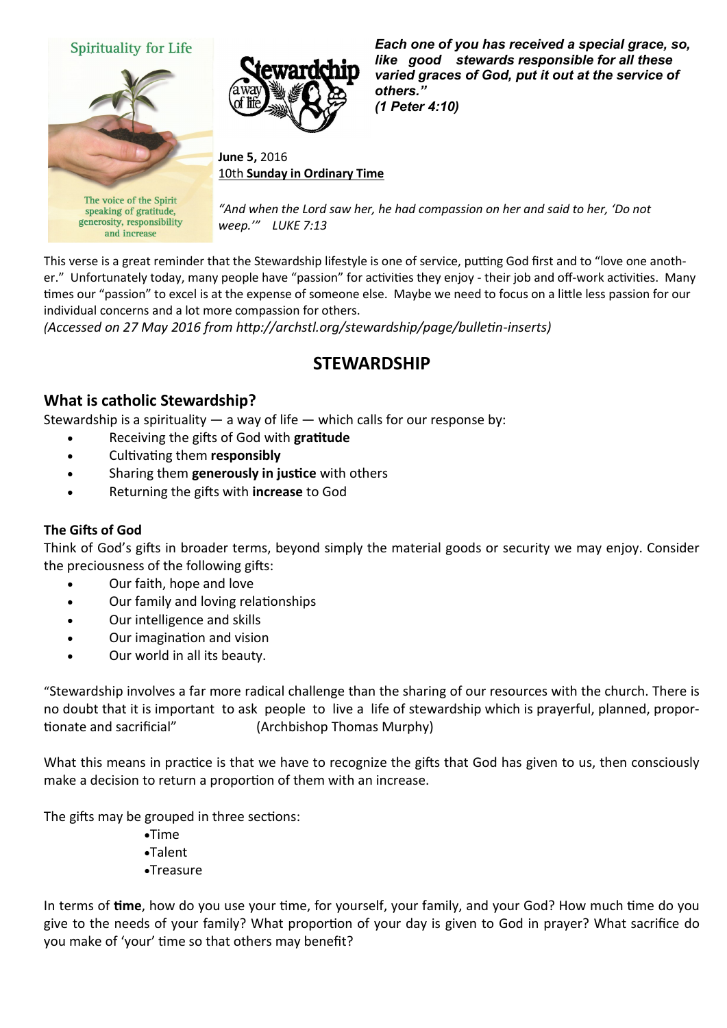Spirituality for Life

The voice of the Spirit speaking of gratitude, generosity, responsibility and increase

Stewardship a way of life

***Each one of you has received a special grace, so, like good stewards responsible for all these varied graces of God, put it out at the service of others."***
***(1 Peter 4:10)***

**June 5,** 2016
10th **Sunday in Ordinary Time**

*"And when the Lord saw her, he had compassion on her and said to her, 'Do not weep.'" LUKE 7:13*

This verse is a great reminder that the Stewardship lifestyle is one of service, putting God first and to "love one another." Unfortunately today, many people have "passion" for activities they enjoy - their job and off-work activities. Many times our "passion" to excel is at the expense of someone else. Maybe we need to focus on a little less passion for our individual concerns and a lot more compassion for others.
*(Accessed on 27 May 2016 from http://archstl.org/stewardship/page/bulletin-inserts)*

# STEWARDSHIP

## What is catholic Stewardship?

Stewardship is a spirituality — a way of life — which calls for our response by:

- Receiving the gifts of God with **gratitude**
- Cultivating them **responsibly**
- Sharing them **generously in justice** with others
- Returning the gifts with **increase** to God

### The Gifts of God

Think of God's gifts in broader terms, beyond simply the material goods or security we may enjoy. Consider the preciousness of the following gifts:

- Our faith, hope and love
- Our family and loving relationships
- Our intelligence and skills
- Our imagination and vision
- Our world in all its beauty.

"Stewardship involves a far more radical challenge than the sharing of our resources with the church. There is no doubt that it is important to ask people to live a life of stewardship which is prayerful, planned, proportionate and sacrificial" (Archbishop Thomas Murphy)

What this means in practice is that we have to recognize the gifts that God has given to us, then consciously make a decision to return a proportion of them with an increase.

The gifts may be grouped in three sections:

- Time
- Talent
- Treasure

In terms of **time**, how do you use your time, for yourself, your family, and your God? How much time do you give to the needs of your family? What proportion of your day is given to God in prayer? What sacrifice do you make of 'your' time so that others may benefit?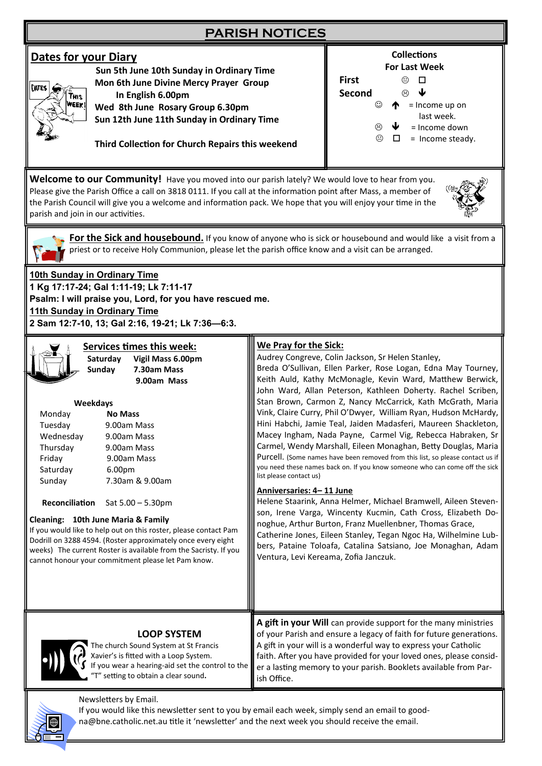# PARISH NOTICES

## Dates for your Diary

**Sun 5th June 10th Sunday in Ordinary Time**
**Mon 6th June Divine Mercy Prayer Group**
**In English 6.00pm**
**Wed 8th June Rosary Group 6.30pm**
**Sun 12th June 11th Sunday in Ordinary Time**

**Third Collection for Church Repairs this weekend**

## Collections For Last Week

| | | |
|---|---|---|
| **First** | 😐 | ☐ |
| **Second** | ☹ | ↓ |

😊 ↑ = Income up on last week.
☹ ↓ = Income down
😐 ☐ = Income steady.

**Welcome to our Community!** Have you moved into our parish lately? We would love to hear from you. Please give the Parish Office a call on 3818 0111. If you call at the information point after Mass, a member of the Parish Council will give you a welcome and information pack. We hope that you will enjoy your time in the parish and join in our activities.

**For the Sick and housebound.** If you know of anyone who is sick or housebound and would like a visit from a priest or to receive Holy Communion, please let the parish office know and a visit can be arranged.

**10th Sunday in Ordinary Time**
**1 Kg 17:17-24; Gal 1:11-19; Lk 7:11-17**
**Psalm: I will praise you, Lord, for you have rescued me.**
**11th Sunday in Ordinary Time**
**2 Sam 12:7-10, 13; Gal 2:16, 19-21; Lk 7:36—6:3.**

## Services times this week:

**Saturday** **Vigil Mass 6.00pm**
**Sunday** **7.30am Mass**
**9.00am Mass**

**Weekdays**

| | |
|---|---|
| Monday | **No Mass** |
| Tuesday | 9.00am Mass |
| Wednesday | 9.00am Mass |
| Thursday | 9.00am Mass |
| Friday | 9.00am Mass |
| Saturday | 6.00pm |
| Sunday | 7.30am & 9.00am |

**Reconciliation** Sat 5.00 – 5.30pm

**Cleaning: 10th June Maria & Family**
If you would like to help out on this roster, please contact Pam Dodrill on 3288 4594. (Roster approximately once every eight weeks) The current Roster is available from the Sacristy. If you cannot honour your commitment please let Pam know.

## We Pray for the Sick:

Audrey Congreve, Colin Jackson, Sr Helen Stanley, Breda O'Sullivan, Ellen Parker, Rose Logan, Edna May Tourney, Keith Auld, Kathy McMonagle, Kevin Ward, Matthew Berwick, John Ward, Allan Peterson, Kathleen Doherty. Rachel Scriben, Stan Brown, Carmon Z, Nancy McCarrick, Kath McGrath, Maria Vink, Claire Curry, Phil O'Dwyer, William Ryan, Hudson McHardy, Hini Habchi, Jamie Teal, Jaiden Madasferi, Maureen Shackleton, Macey Ingham, Nada Payne, Carmel Vig, Rebecca Habraken, Sr Carmel, Wendy Marshall, Eileen Monaghan, Betty Douglas, Maria Purcell. (Some names have been removed from this list, so please contact us if you need these names back on. If you know someone who can come off the sick list please contact us)

**Anniversaries: 4– 11 June**
Helene Staarink, Anna Helmer, Michael Bramwell, Aileen Stevenson, Irene Varga, Wincenty Kucmin, Cath Cross, Elizabeth Donoghue, Arthur Burton, Franz Muellenbner, Thomas Grace, Catherine Jones, Eileen Stanley, Tegan Ngoc Ha, Wilhelmine Lubbers, Pataine Toloafa, Catalina Satsiano, Joe Monaghan, Adam Ventura, Levi Kereama, Zofia Janczuk.

## LOOP SYSTEM

The church Sound System at St Francis Xavier's is fitted with a Loop System. If you wear a hearing-aid set the control to the "T" setting to obtain a clear sound.

**A gift in your Will** can provide support for the many ministries of your Parish and ensure a legacy of faith for future generations. A gift in your will is a wonderful way to express your Catholic faith. After you have provided for your loved ones, please consider a lasting memory to your parish. Booklets available from Parish Office.

Newsletters by Email.
If you would like this newsletter sent to you by email each week, simply send an email to goodna@bne.catholic.net.au title it 'newsletter' and the next week you should receive the email.